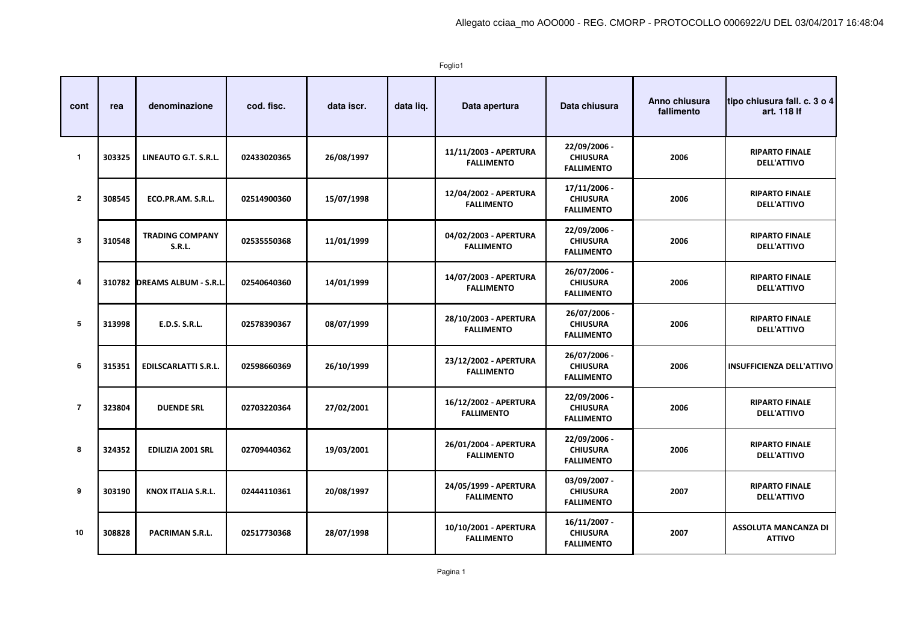Allegato cciaa_mo AOO000 - REG. CMORP - PROTOCOLLO 0006922/U DEL 03/04/2017 16:48:04

Foglio1

| cont | rea | denominazione | cod. fisc. | data iscr. | data liq. | Data apertura | Data chiusura | Anno chiusura fallimento | tipo chiusura fall. c. 3 o 4 art. 118 lf |
|---|---|---|---|---|---|---|---|---|---|
| 1 | 303325 | LINEAUTO G.T. S.R.L. | 02433020365 | 26/08/1997 | | 11/11/2003 - APERTURA FALLIMENTO | 22/09/2006 - CHIUSURA FALLIMENTO | 2006 | RIPARTO FINALE DELL'ATTIVO |
| 2 | 308545 | ECO.PR.AM. S.R.L. | 02514900360 | 15/07/1998 | | 12/04/2002 - APERTURA FALLIMENTO | 17/11/2006 - CHIUSURA FALLIMENTO | 2006 | RIPARTO FINALE DELL'ATTIVO |
| 3 | 310548 | TRADING COMPANY S.R.L. | 02535550368 | 11/01/1999 | | 04/02/2003 - APERTURA FALLIMENTO | 22/09/2006 - CHIUSURA FALLIMENTO | 2006 | RIPARTO FINALE DELL'ATTIVO |
| 4 | 310782 | DREAMS ALBUM - S.R.L. | 02540640360 | 14/01/1999 | | 14/07/2003 - APERTURA FALLIMENTO | 26/07/2006 - CHIUSURA FALLIMENTO | 2006 | RIPARTO FINALE DELL'ATTIVO |
| 5 | 313998 | E.D.S. S.R.L. | 02578390367 | 08/07/1999 | | 28/10/2003 - APERTURA FALLIMENTO | 26/07/2006 - CHIUSURA FALLIMENTO | 2006 | RIPARTO FINALE DELL'ATTIVO |
| 6 | 315351 | EDILSCARLATTI S.R.L. | 02598660369 | 26/10/1999 | | 23/12/2002 - APERTURA FALLIMENTO | 26/07/2006 - CHIUSURA FALLIMENTO | 2006 | INSUFFICIENZA DELL'ATTIVO |
| 7 | 323804 | DUENDE SRL | 02703220364 | 27/02/2001 | | 16/12/2002 - APERTURA FALLIMENTO | 22/09/2006 - CHIUSURA FALLIMENTO | 2006 | RIPARTO FINALE DELL'ATTIVO |
| 8 | 324352 | EDILIZIA 2001 SRL | 02709440362 | 19/03/2001 | | 26/01/2004 - APERTURA FALLIMENTO | 22/09/2006 - CHIUSURA FALLIMENTO | 2006 | RIPARTO FINALE DELL'ATTIVO |
| 9 | 303190 | KNOX ITALIA S.R.L. | 02444110361 | 20/08/1997 | | 24/05/1999 - APERTURA FALLIMENTO | 03/09/2007 - CHIUSURA FALLIMENTO | 2007 | RIPARTO FINALE DELL'ATTIVO |
| 10 | 308828 | PACRIMAN S.R.L. | 02517730368 | 28/07/1998 | | 10/10/2001 - APERTURA FALLIMENTO | 16/11/2007 - CHIUSURA FALLIMENTO | 2007 | ASSOLUTA MANCANZA DI ATTIVO |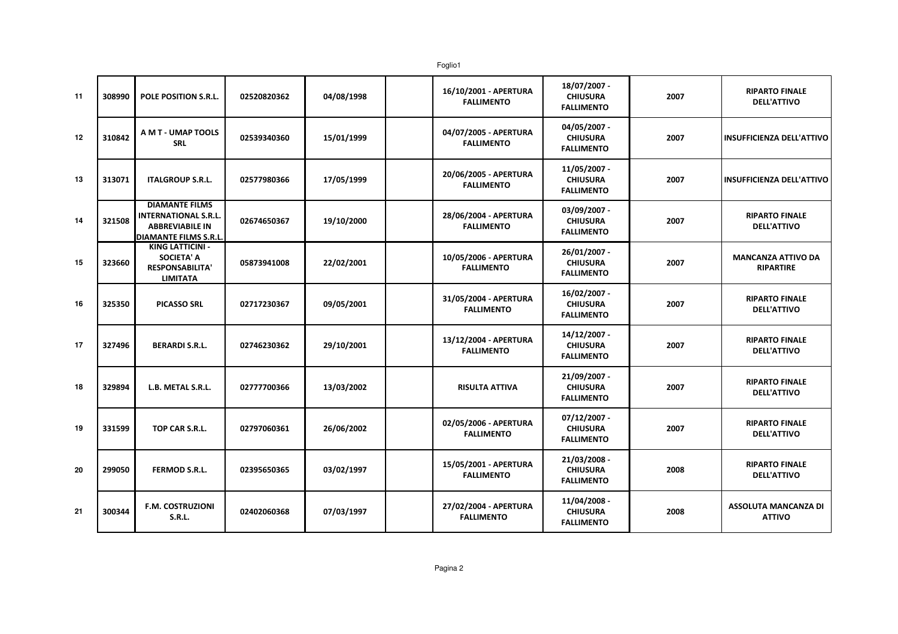| | | | | | | | | | |
|---|---|---|---|---|---|---|---|---|---|
| 11 | 308990 | POLE POSITION S.R.L. | 02520820362 | 04/08/1998 | | 16/10/2001 - APERTURA FALLIMENTO | 18/07/2007 - CHIUSURA FALLIMENTO | 2007 | RIPARTO FINALE DELL'ATTIVO |
| 12 | 310842 | A M T - UMAP TOOLS SRL | 02539340360 | 15/01/1999 | | 04/07/2005 - APERTURA FALLIMENTO | 04/05/2007 - CHIUSURA FALLIMENTO | 2007 | INSUFFICIENZA DELL'ATTIVO |
| 13 | 313071 | ITALGROUP S.R.L. | 02577980366 | 17/05/1999 | | 20/06/2005 - APERTURA FALLIMENTO | 11/05/2007 - CHIUSURA FALLIMENTO | 2007 | INSUFFICIENZA DELL'ATTIVO |
| 14 | 321508 | DIAMANTE FILMS INTERNATIONAL S.R.L. ABBREVIABILE IN DIAMANTE FILMS S.R.L. | 02674650367 | 19/10/2000 | | 28/06/2004 - APERTURA FALLIMENTO | 03/09/2007 - CHIUSURA FALLIMENTO | 2007 | RIPARTO FINALE DELL'ATTIVO |
| 15 | 323660 | KING LATTICINI - SOCIETA' A RESPONSABILITA' LIMITATA | 05873941008 | 22/02/2001 | | 10/05/2006 - APERTURA FALLIMENTO | 26/01/2007 - CHIUSURA FALLIMENTO | 2007 | MANCANZA ATTIVO DA RIPARTIRE |
| 16 | 325350 | PICASSO SRL | 02717230367 | 09/05/2001 | | 31/05/2004 - APERTURA FALLIMENTO | 16/02/2007 - CHIUSURA FALLIMENTO | 2007 | RIPARTO FINALE DELL'ATTIVO |
| 17 | 327496 | BERARDI S.R.L. | 02746230362 | 29/10/2001 | | 13/12/2004 - APERTURA FALLIMENTO | 14/12/2007 - CHIUSURA FALLIMENTO | 2007 | RIPARTO FINALE DELL'ATTIVO |
| 18 | 329894 | L.B. METAL S.R.L. | 02777700366 | 13/03/2002 | | RISULTA ATTIVA | 21/09/2007 - CHIUSURA FALLIMENTO | 2007 | RIPARTO FINALE DELL'ATTIVO |
| 19 | 331599 | TOP CAR S.R.L. | 02797060361 | 26/06/2002 | | 02/05/2006 - APERTURA FALLIMENTO | 07/12/2007 - CHIUSURA FALLIMENTO | 2007 | RIPARTO FINALE DELL'ATTIVO |
| 20 | 299050 | FERMOD S.R.L. | 02395650365 | 03/02/1997 | | 15/05/2001 - APERTURA FALLIMENTO | 21/03/2008 - CHIUSURA FALLIMENTO | 2008 | RIPARTO FINALE DELL'ATTIVO |
| 21 | 300344 | F.M. COSTRUZIONI S.R.L. | 02402060368 | 07/03/1997 | | 27/02/2004 - APERTURA FALLIMENTO | 11/04/2008 - CHIUSURA FALLIMENTO | 2008 | ASSOLUTA MANCANZA DI ATTIVO |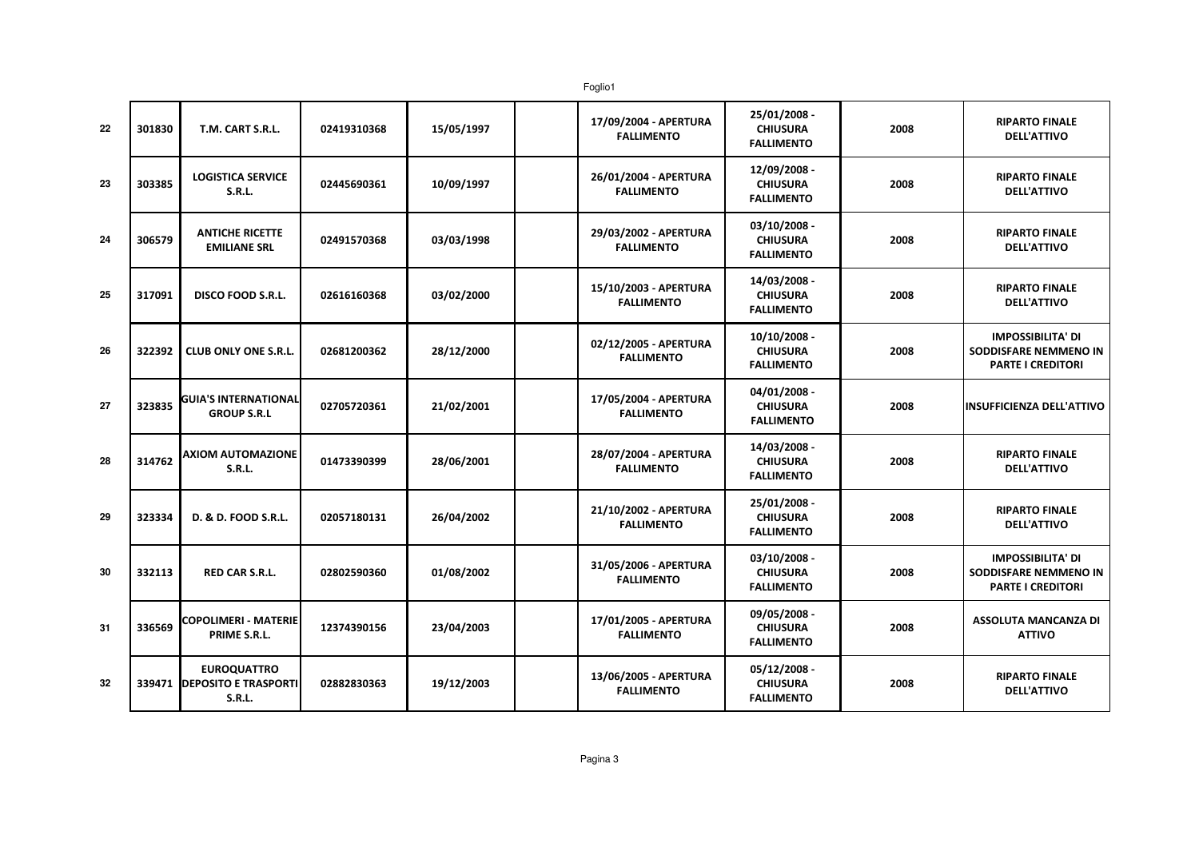| | | | | | | | | | |
|---|---|---|---|---|---|---|---|---|---|
| 22 | 301830 | T.M. CART S.R.L. | 02419310368 | 15/05/1997 | | 17/09/2004 - APERTURA FALLIMENTO | 25/01/2008 - CHIUSURA FALLIMENTO | 2008 | RIPARTO FINALE DELL'ATTIVO |
| 23 | 303385 | LOGISTICA SERVICE S.R.L. | 02445690361 | 10/09/1997 | | 26/01/2004 - APERTURA FALLIMENTO | 12/09/2008 - CHIUSURA FALLIMENTO | 2008 | RIPARTO FINALE DELL'ATTIVO |
| 24 | 306579 | ANTICHE RICETTE EMILIANE SRL | 02491570368 | 03/03/1998 | | 29/03/2002 - APERTURA FALLIMENTO | 03/10/2008 - CHIUSURA FALLIMENTO | 2008 | RIPARTO FINALE DELL'ATTIVO |
| 25 | 317091 | DISCO FOOD S.R.L. | 02616160368 | 03/02/2000 | | 15/10/2003 - APERTURA FALLIMENTO | 14/03/2008 - CHIUSURA FALLIMENTO | 2008 | RIPARTO FINALE DELL'ATTIVO |
| 26 | 322392 | CLUB ONLY ONE S.R.L. | 02681200362 | 28/12/2000 | | 02/12/2005 - APERTURA FALLIMENTO | 10/10/2008 - CHIUSURA FALLIMENTO | 2008 | IMPOSSIBILITA' DI SODDISFARE NEMMENO IN PARTE I CREDITORI |
| 27 | 323835 | GUIA'S INTERNATIONAL GROUP S.R.L | 02705720361 | 21/02/2001 | | 17/05/2004 - APERTURA FALLIMENTO | 04/01/2008 - CHIUSURA FALLIMENTO | 2008 | INSUFFICIENZA DELL'ATTIVO |
| 28 | 314762 | AXIOM AUTOMAZIONE S.R.L. | 01473390399 | 28/06/2001 | | 28/07/2004 - APERTURA FALLIMENTO | 14/03/2008 - CHIUSURA FALLIMENTO | 2008 | RIPARTO FINALE DELL'ATTIVO |
| 29 | 323334 | D. & D. FOOD S.R.L. | 02057180131 | 26/04/2002 | | 21/10/2002 - APERTURA FALLIMENTO | 25/01/2008 - CHIUSURA FALLIMENTO | 2008 | RIPARTO FINALE DELL'ATTIVO |
| 30 | 332113 | RED CAR S.R.L. | 02802590360 | 01/08/2002 | | 31/05/2006 - APERTURA FALLIMENTO | 03/10/2008 - CHIUSURA FALLIMENTO | 2008 | IMPOSSIBILITA' DI SODDISFARE NEMMENO IN PARTE I CREDITORI |
| 31 | 336569 | COPOLIMERI - MATERIE PRIME S.R.L. | 12374390156 | 23/04/2003 | | 17/01/2005 - APERTURA FALLIMENTO | 09/05/2008 - CHIUSURA FALLIMENTO | 2008 | ASSOLUTA MANCANZA DI ATTIVO |
| 32 | 339471 | EUROQUATTRO DEPOSITO E TRASPORTI S.R.L. | 02882830363 | 19/12/2003 | | 13/06/2005 - APERTURA FALLIMENTO | 05/12/2008 - CHIUSURA FALLIMENTO | 2008 | RIPARTO FINALE DELL'ATTIVO |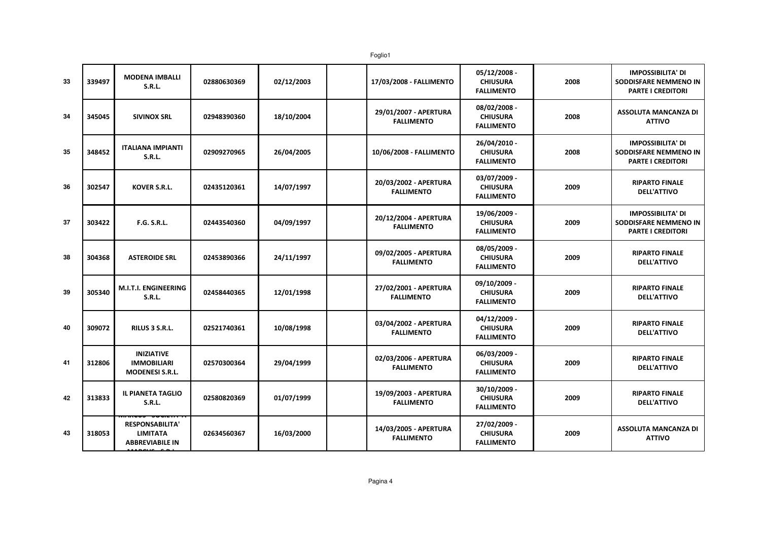| | | | | | | | | | |
|---|---|---|---|---|---|---|---|---|---|
| 33 | 339497 | MODENA IMBALLI S.R.L. | 02880630369 | 02/12/2003 | | 17/03/2008 - FALLIMENTO | 05/12/2008 - CHIUSURA FALLIMENTO | 2008 | IMPOSSIBILITA' DI SODDISFARE NEMMENO IN PARTE I CREDITORI |
| 34 | 345045 | SIVINOX SRL | 02948390360 | 18/10/2004 | | 29/01/2007 - APERTURA FALLIMENTO | 08/02/2008 - CHIUSURA FALLIMENTO | 2008 | ASSOLUTA MANCANZA DI ATTIVO |
| 35 | 348452 | ITALIANA IMPIANTI S.R.L. | 02909270965 | 26/04/2005 | | 10/06/2008 - FALLIMENTO | 26/04/2010 - CHIUSURA FALLIMENTO | 2008 | IMPOSSIBILITA' DI SODDISFARE NEMMENO IN PARTE I CREDITORI |
| 36 | 302547 | KOVER S.R.L. | 02435120361 | 14/07/1997 | | 20/03/2002 - APERTURA FALLIMENTO | 03/07/2009 - CHIUSURA FALLIMENTO | 2009 | RIPARTO FINALE DELL'ATTIVO |
| 37 | 303422 | F.G. S.R.L. | 02443540360 | 04/09/1997 | | 20/12/2004 - APERTURA FALLIMENTO | 19/06/2009 - CHIUSURA FALLIMENTO | 2009 | IMPOSSIBILITA' DI SODDISFARE NEMMENO IN PARTE I CREDITORI |
| 38 | 304368 | ASTEROIDE SRL | 02453890366 | 24/11/1997 | | 09/02/2005 - APERTURA FALLIMENTO | 08/05/2009 - CHIUSURA FALLIMENTO | 2009 | RIPARTO FINALE DELL'ATTIVO |
| 39 | 305340 | M.I.T.I. ENGINEERING S.R.L. | 02458440365 | 12/01/1998 | | 27/02/2001 - APERTURA FALLIMENTO | 09/10/2009 - CHIUSURA FALLIMENTO | 2009 | RIPARTO FINALE DELL'ATTIVO |
| 40 | 309072 | RILUS 3 S.R.L. | 02521740361 | 10/08/1998 | | 03/04/2002 - APERTURA FALLIMENTO | 04/12/2009 - CHIUSURA FALLIMENTO | 2009 | RIPARTO FINALE DELL'ATTIVO |
| 41 | 312806 | INIZIATIVE IMMOBILIARI MODENESI S.R.L. | 02570300364 | 29/04/1999 | | 02/03/2006 - APERTURA FALLIMENTO | 06/03/2009 - CHIUSURA FALLIMENTO | 2009 | RIPARTO FINALE DELL'ATTIVO |
| 42 | 313833 | IL PIANETA TAGLIO S.R.L. | 02580820369 | 01/07/1999 | | 19/09/2003 - APERTURA FALLIMENTO | 30/10/2009 - CHIUSURA FALLIMENTO | 2009 | RIPARTO FINALE DELL'ATTIVO |
| 43 | 318053 | MARCUS - SOCIETA' A RESPONSABILITA' LIMITATA ABBREVIABILE IN MARCUS - S.R.L. | 02634560367 | 16/03/2000 | | 14/03/2005 - APERTURA FALLIMENTO | 27/02/2009 - CHIUSURA FALLIMENTO | 2009 | ASSOLUTA MANCANZA DI ATTIVO |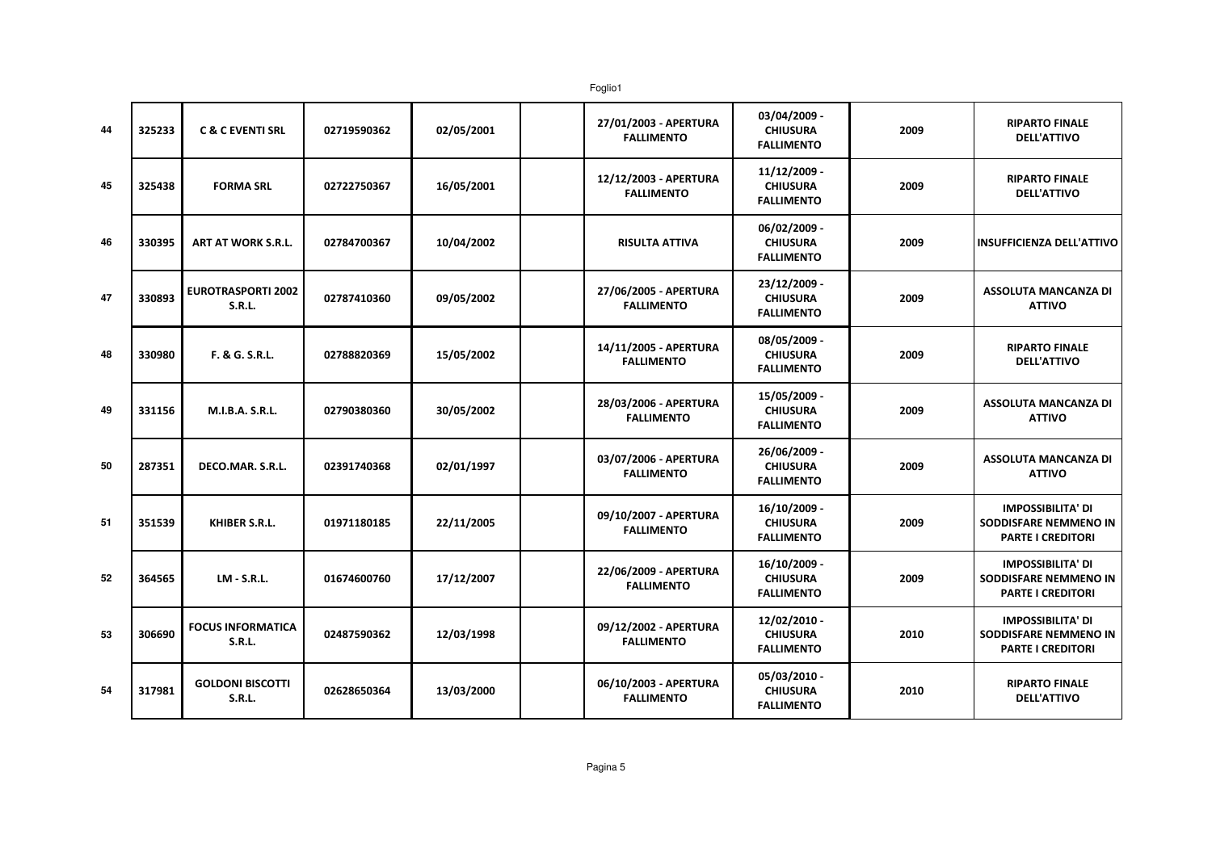| 44 | 325233 | C & C EVENTI SRL | 02719590362 | 02/05/2001 | | 27/01/2003 - APERTURA FALLIMENTO | 03/04/2009 - CHIUSURA FALLIMENTO | 2009 | RIPARTO FINALE DELL'ATTIVO |
|---|---|---|---|---|---|---|---|---|---|
| 45 | 325438 | FORMA SRL | 02722750367 | 16/05/2001 | | 12/12/2003 - APERTURA FALLIMENTO | 11/12/2009 - CHIUSURA FALLIMENTO | 2009 | RIPARTO FINALE DELL'ATTIVO |
| 46 | 330395 | ART AT WORK S.R.L. | 02784700367 | 10/04/2002 | | RISULTA ATTIVA | 06/02/2009 - CHIUSURA FALLIMENTO | 2009 | INSUFFICIENZA DELL'ATTIVO |
| 47 | 330893 | EUROTRASPORTI 2002 S.R.L. | 02787410360 | 09/05/2002 | | 27/06/2005 - APERTURA FALLIMENTO | 23/12/2009 - CHIUSURA FALLIMENTO | 2009 | ASSOLUTA MANCANZA DI ATTIVO |
| 48 | 330980 | F. & G. S.R.L. | 02788820369 | 15/05/2002 | | 14/11/2005 - APERTURA FALLIMENTO | 08/05/2009 - CHIUSURA FALLIMENTO | 2009 | RIPARTO FINALE DELL'ATTIVO |
| 49 | 331156 | M.I.B.A. S.R.L. | 02790380360 | 30/05/2002 | | 28/03/2006 - APERTURA FALLIMENTO | 15/05/2009 - CHIUSURA FALLIMENTO | 2009 | ASSOLUTA MANCANZA DI ATTIVO |
| 50 | 287351 | DECO.MAR. S.R.L. | 02391740368 | 02/01/1997 | | 03/07/2006 - APERTURA FALLIMENTO | 26/06/2009 - CHIUSURA FALLIMENTO | 2009 | ASSOLUTA MANCANZA DI ATTIVO |
| 51 | 351539 | KHIBER S.R.L. | 01971180185 | 22/11/2005 | | 09/10/2007 - APERTURA FALLIMENTO | 16/10/2009 - CHIUSURA FALLIMENTO | 2009 | IMPOSSIBILITA' DI SODDISFARE NEMMENO IN PARTE I CREDITORI |
| 52 | 364565 | LM - S.R.L. | 01674600760 | 17/12/2007 | | 22/06/2009 - APERTURA FALLIMENTO | 16/10/2009 - CHIUSURA FALLIMENTO | 2009 | IMPOSSIBILITA' DI SODDISFARE NEMMENO IN PARTE I CREDITORI |
| 53 | 306690 | FOCUS INFORMATICA S.R.L. | 02487590362 | 12/03/1998 | | 09/12/2002 - APERTURA FALLIMENTO | 12/02/2010 - CHIUSURA FALLIMENTO | 2010 | IMPOSSIBILITA' DI SODDISFARE NEMMENO IN PARTE I CREDITORI |
| 54 | 317981 | GOLDONI BISCOTTI S.R.L. | 02628650364 | 13/03/2000 | | 06/10/2003 - APERTURA FALLIMENTO | 05/03/2010 - CHIUSURA FALLIMENTO | 2010 | RIPARTO FINALE DELL'ATTIVO |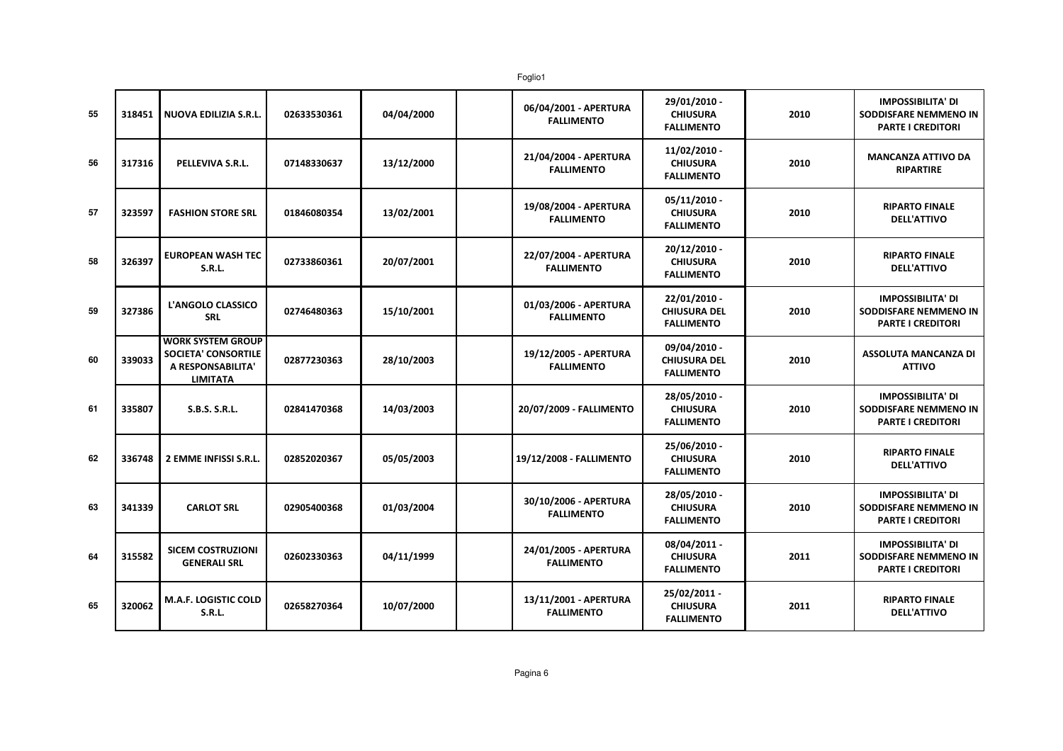| | | | | | | | | | |
|---|---|---|---|---|---|---|---|---|---|
| 55 | 318451 | NUOVA EDILIZIA S.R.L. | 02633530361 | 04/04/2000 | | 06/04/2001 - APERTURA FALLIMENTO | 29/01/2010 - CHIUSURA FALLIMENTO | 2010 | IMPOSSIBILITA' DI SODDISFARE NEMMENO IN PARTE I CREDITORI |
| 56 | 317316 | PELLEVIVA S.R.L. | 07148330637 | 13/12/2000 | | 21/04/2004 - APERTURA FALLIMENTO | 11/02/2010 - CHIUSURA FALLIMENTO | 2010 | MANCANZA ATTIVO DA RIPARTIRE |
| 57 | 323597 | FASHION STORE SRL | 01846080354 | 13/02/2001 | | 19/08/2004 - APERTURA FALLIMENTO | 05/11/2010 - CHIUSURA FALLIMENTO | 2010 | RIPARTO FINALE DELL'ATTIVO |
| 58 | 326397 | EUROPEAN WASH TEC S.R.L. | 02733860361 | 20/07/2001 | | 22/07/2004 - APERTURA FALLIMENTO | 20/12/2010 - CHIUSURA FALLIMENTO | 2010 | RIPARTO FINALE DELL'ATTIVO |
| 59 | 327386 | L'ANGOLO CLASSICO SRL | 02746480363 | 15/10/2001 | | 01/03/2006 - APERTURA FALLIMENTO | 22/01/2010 - CHIUSURA DEL FALLIMENTO | 2010 | IMPOSSIBILITA' DI SODDISFARE NEMMENO IN PARTE I CREDITORI |
| 60 | 339033 | WORK SYSTEM GROUP SOCIETA' CONSORTILE A RESPONSABILITA' LIMITATA | 02877230363 | 28/10/2003 | | 19/12/2005 - APERTURA FALLIMENTO | 09/04/2010 - CHIUSURA DEL FALLIMENTO | 2010 | ASSOLUTA MANCANZA DI ATTIVO |
| 61 | 335807 | S.B.S. S.R.L. | 02841470368 | 14/03/2003 | | 20/07/2009 - FALLIMENTO | 28/05/2010 - CHIUSURA FALLIMENTO | 2010 | IMPOSSIBILITA' DI SODDISFARE NEMMENO IN PARTE I CREDITORI |
| 62 | 336748 | 2 EMME INFISSI S.R.L. | 02852020367 | 05/05/2003 | | 19/12/2008 - FALLIMENTO | 25/06/2010 - CHIUSURA FALLIMENTO | 2010 | RIPARTO FINALE DELL'ATTIVO |
| 63 | 341339 | CARLOT SRL | 02905400368 | 01/03/2004 | | 30/10/2006 - APERTURA FALLIMENTO | 28/05/2010 - CHIUSURA FALLIMENTO | 2010 | IMPOSSIBILITA' DI SODDISFARE NEMMENO IN PARTE I CREDITORI |
| 64 | 315582 | SICEM COSTRUZIONI GENERALI SRL | 02602330363 | 04/11/1999 | | 24/01/2005 - APERTURA FALLIMENTO | 08/04/2011 - CHIUSURA FALLIMENTO | 2011 | IMPOSSIBILITA' DI SODDISFARE NEMMENO IN PARTE I CREDITORI |
| 65 | 320062 | M.A.F. LOGISTIC COLD S.R.L. | 02658270364 | 10/07/2000 | | 13/11/2001 - APERTURA FALLIMENTO | 25/02/2011 - CHIUSURA FALLIMENTO | 2011 | RIPARTO FINALE DELL'ATTIVO |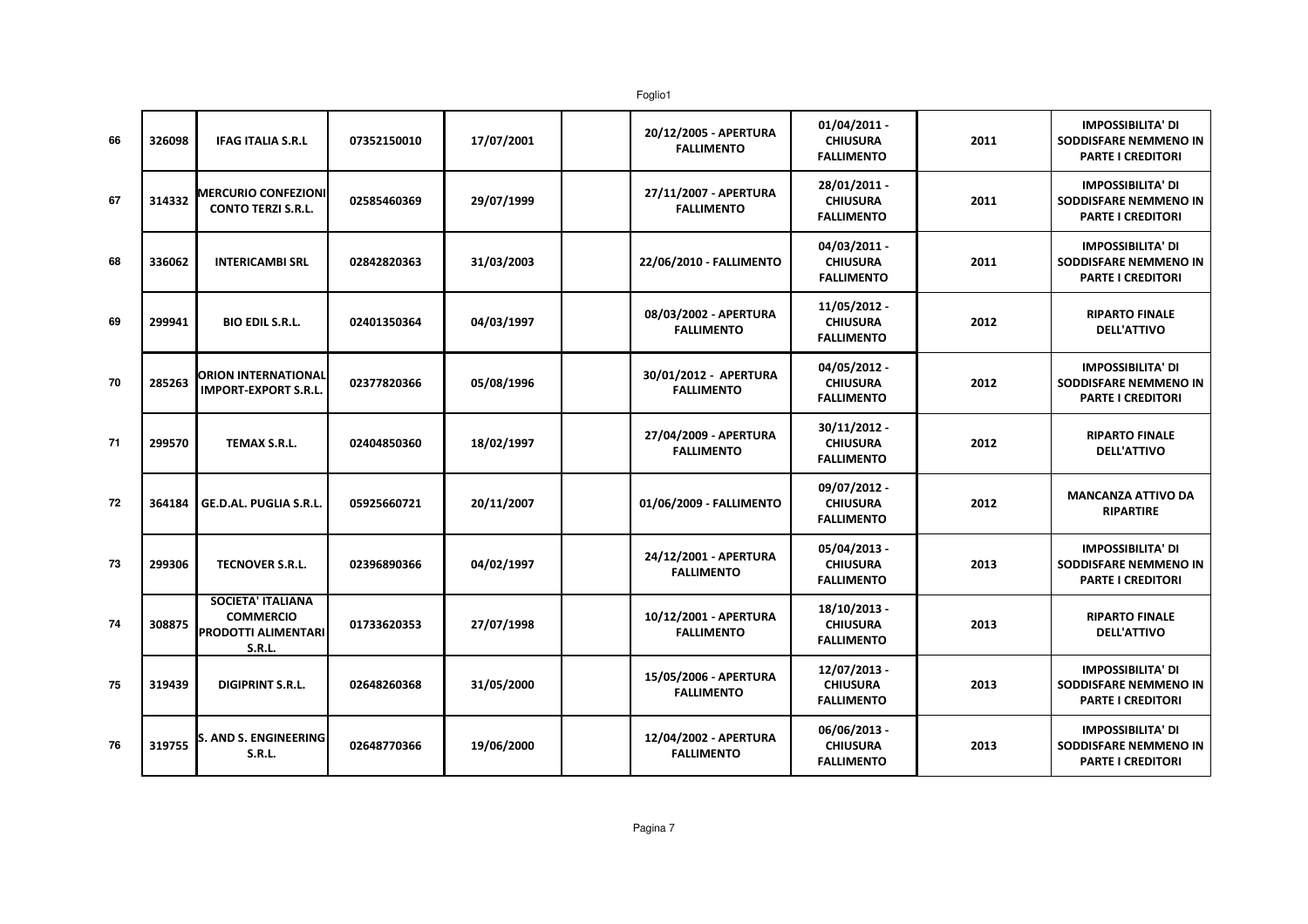| | | | | | | | | | |
|---|---|---|---|---|---|---|---|---|---|
| 66 | 326098 | **IFAG ITALIA S.R.L** | 07352150010 | 17/07/2001 | | 20/12/2005 - APERTURA FALLIMENTO | 01/04/2011 - CHIUSURA FALLIMENTO | 2011 | IMPOSSIBILITA' DI SODDISFARE NEMMENO IN PARTE I CREDITORI |
| 67 | 314332 | **MERCURIO CONFEZIONI CONTO TERZI S.R.L.** | 02585460369 | 29/07/1999 | | 27/11/2007 - APERTURA FALLIMENTO | 28/01/2011 - CHIUSURA FALLIMENTO | 2011 | IMPOSSIBILITA' DI SODDISFARE NEMMENO IN PARTE I CREDITORI |
| 68 | 336062 | **INTERICAMBI SRL** | 02842820363 | 31/03/2003 | | 22/06/2010 - FALLIMENTO | 04/03/2011 - CHIUSURA FALLIMENTO | 2011 | IMPOSSIBILITA' DI SODDISFARE NEMMENO IN PARTE I CREDITORI |
| 69 | 299941 | **BIO EDIL S.R.L.** | 02401350364 | 04/03/1997 | | 08/03/2002 - APERTURA FALLIMENTO | 11/05/2012 - CHIUSURA FALLIMENTO | 2012 | RIPARTO FINALE DELL'ATTIVO |
| 70 | 285263 | **ORION INTERNATIONAL IMPORT-EXPORT S.R.L.** | 02377820366 | 05/08/1996 | | 30/01/2012 - APERTURA FALLIMENTO | 04/05/2012 - CHIUSURA FALLIMENTO | 2012 | IMPOSSIBILITA' DI SODDISFARE NEMMENO IN PARTE I CREDITORI |
| 71 | 299570 | **TEMAX S.R.L.** | 02404850360 | 18/02/1997 | | 27/04/2009 - APERTURA FALLIMENTO | 30/11/2012 - CHIUSURA FALLIMENTO | 2012 | RIPARTO FINALE DELL'ATTIVO |
| 72 | 364184 | **GE.D.AL. PUGLIA S.R.L.** | 05925660721 | 20/11/2007 | | 01/06/2009 - FALLIMENTO | 09/07/2012 - CHIUSURA FALLIMENTO | 2012 | MANCANZA ATTIVO DA RIPARTIRE |
| 73 | 299306 | **TECNOVER S.R.L.** | 02396890366 | 04/02/1997 | | 24/12/2001 - APERTURA FALLIMENTO | 05/04/2013 - CHIUSURA FALLIMENTO | 2013 | IMPOSSIBILITA' DI SODDISFARE NEMMENO IN PARTE I CREDITORI |
| 74 | 308875 | **SOCIETA' ITALIANA COMMERCIO PRODOTTI ALIMENTARI S.R.L.** | 01733620353 | 27/07/1998 | | 10/12/2001 - APERTURA FALLIMENTO | 18/10/2013 - CHIUSURA FALLIMENTO | 2013 | RIPARTO FINALE DELL'ATTIVO |
| 75 | 319439 | **DIGIPRINT S.R.L.** | 02648260368 | 31/05/2000 | | 15/05/2006 - APERTURA FALLIMENTO | 12/07/2013 - CHIUSURA FALLIMENTO | 2013 | IMPOSSIBILITA' DI SODDISFARE NEMMENO IN PARTE I CREDITORI |
| 76 | 319755 | **S. AND S. ENGINEERING S.R.L.** | 02648770366 | 19/06/2000 | | 12/04/2002 - APERTURA FALLIMENTO | 06/06/2013 - CHIUSURA FALLIMENTO | 2013 | IMPOSSIBILITA' DI SODDISFARE NEMMENO IN PARTE I CREDITORI |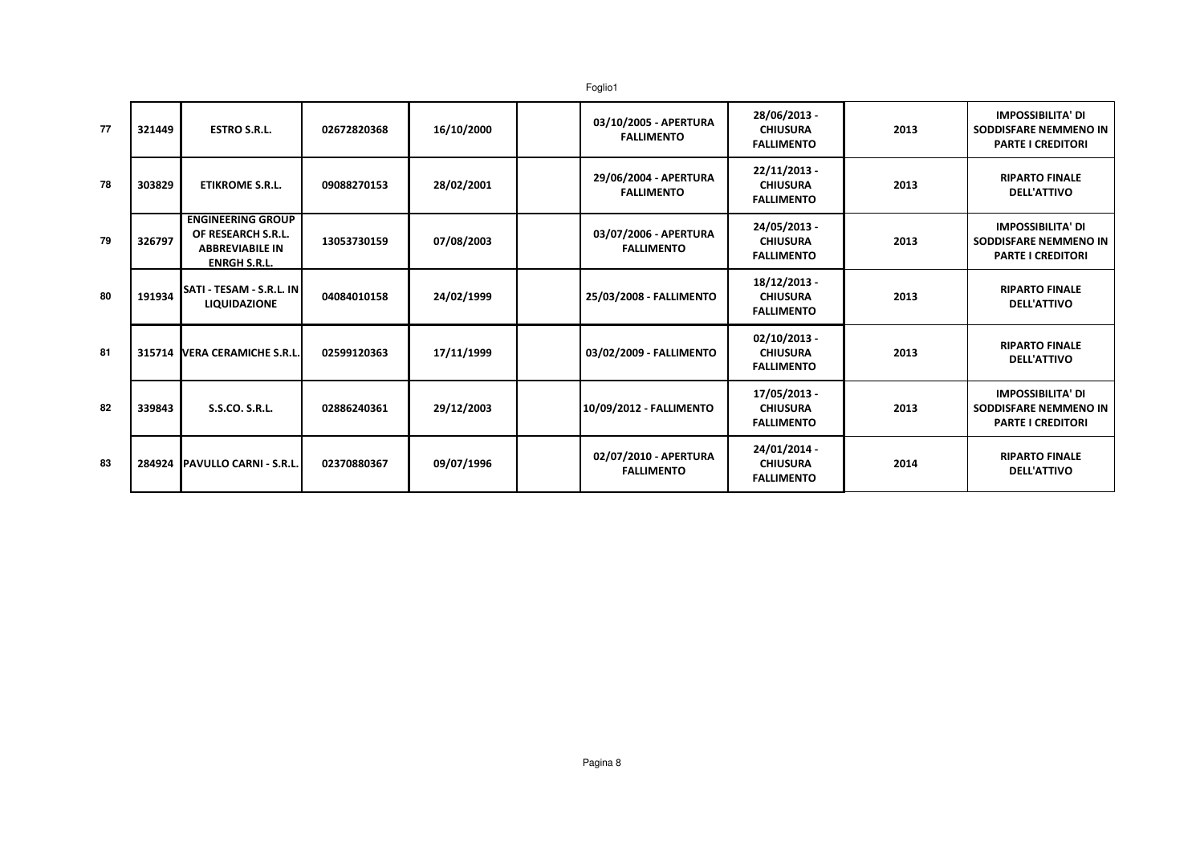| | | | | | | | | | |
|---|---|---|---|---|---|---|---|---|---|
| 77 | 321449 | ESTRO S.R.L. | 02672820368 | 16/10/2000 | | 03/10/2005 - APERTURA FALLIMENTO | 28/06/2013 - CHIUSURA FALLIMENTO | 2013 | IMPOSSIBILITA' DI SODDISFARE NEMMENO IN PARTE I CREDITORI |
| 78 | 303829 | ETIKROME S.R.L. | 09088270153 | 28/02/2001 | | 29/06/2004 - APERTURA FALLIMENTO | 22/11/2013 - CHIUSURA FALLIMENTO | 2013 | RIPARTO FINALE DELL'ATTIVO |
| 79 | 326797 | ENGINEERING GROUP OF RESEARCH S.R.L. ABBREVIABILE IN ENRGH S.R.L. | 13053730159 | 07/08/2003 | | 03/07/2006 - APERTURA FALLIMENTO | 24/05/2013 - CHIUSURA FALLIMENTO | 2013 | IMPOSSIBILITA' DI SODDISFARE NEMMENO IN PARTE I CREDITORI |
| 80 | 191934 | SATI - TESAM - S.R.L. IN LIQUIDAZIONE | 04084010158 | 24/02/1999 | | 25/03/2008 - FALLIMENTO | 18/12/2013 - CHIUSURA FALLIMENTO | 2013 | RIPARTO FINALE DELL'ATTIVO |
| 81 | 315714 | VERA CERAMICHE S.R.L. | 02599120363 | 17/11/1999 | | 03/02/2009 - FALLIMENTO | 02/10/2013 - CHIUSURA FALLIMENTO | 2013 | RIPARTO FINALE DELL'ATTIVO |
| 82 | 339843 | S.S.CO. S.R.L. | 02886240361 | 29/12/2003 | | 10/09/2012 - FALLIMENTO | 17/05/2013 - CHIUSURA FALLIMENTO | 2013 | IMPOSSIBILITA' DI SODDISFARE NEMMENO IN PARTE I CREDITORI |
| 83 | 284924 | PAVULLO CARNI - S.R.L. | 02370880367 | 09/07/1996 | | 02/07/2010 - APERTURA FALLIMENTO | 24/01/2014 - CHIUSURA FALLIMENTO | 2014 | RIPARTO FINALE DELL'ATTIVO |